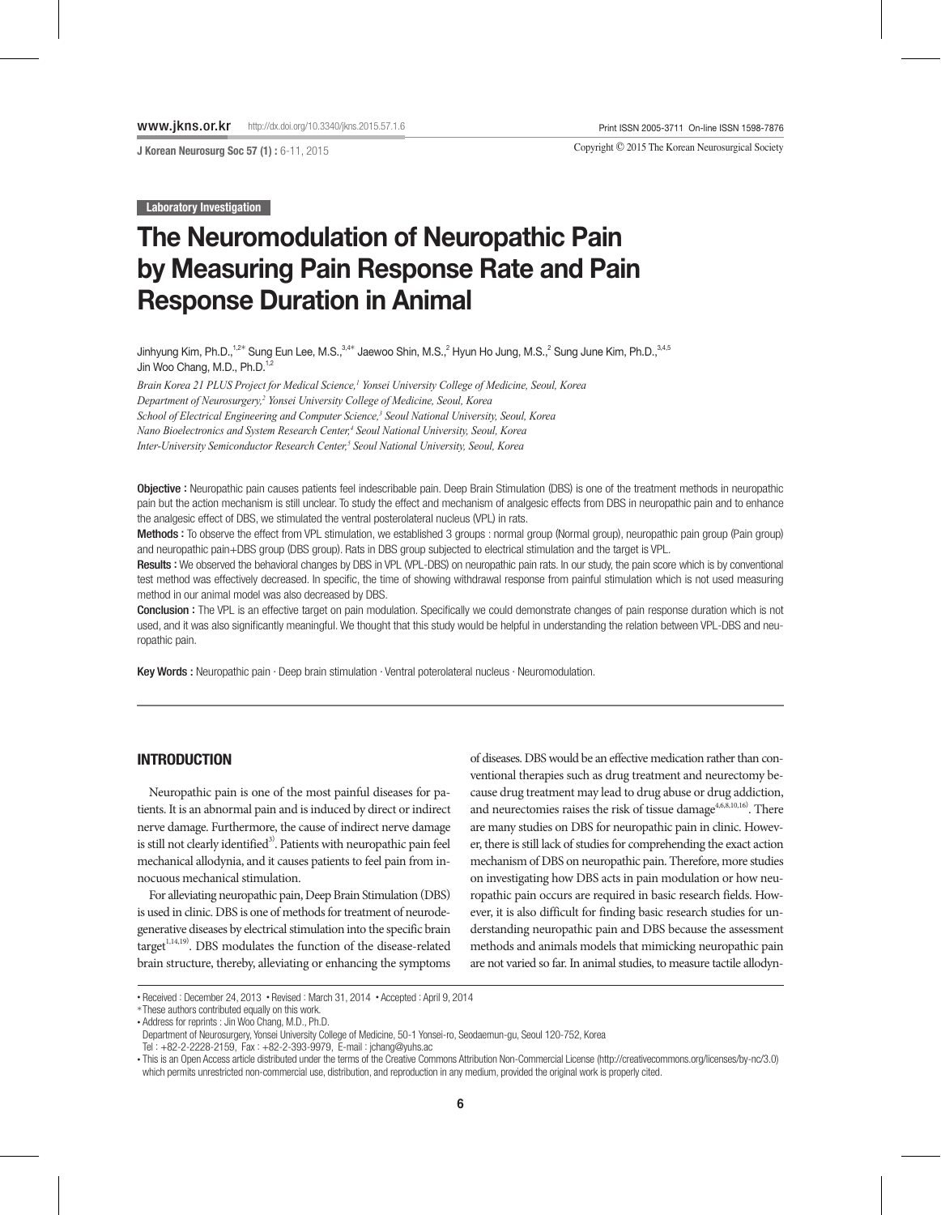Laboratory Investigation

# The Neuromodulation of Neuropathic Pain by Measuring Pain Response Rate and Pain Response Duration in Animal

Jinhyung Kim, Ph.D.,[1,2*] Sung Eun Lee, M.S.,[3,4*] Jaewoo Shin, M.S.,[2] Hyun Ho Jung, M.S.,[2] Sung June Kim, Ph.D.,[3,4,5] Jin Woo Chang, M.D., Ph.D.[1,2]

*Brain Korea 21 PLUS Project for Medical Science,[1] Yonsei University College of Medicine, Seoul, Korea*
*Department of Neurosurgery,[2] Yonsei University College of Medicine, Seoul, Korea*
*School of Electrical Engineering and Computer Science,[3] Seoul National University, Seoul, Korea*
*Nano Bioelectronics and System Research Center,[4] Seoul National University, Seoul, Korea*
*Inter-University Semiconductor Research Center,[5] Seoul National University, Seoul, Korea*

**Objective :** Neuropathic pain causes patients feel indescribable pain. Deep Brain Stimulation (DBS) is one of the treatment methods in neuropathic pain but the action mechanism is still unclear. To study the effect and mechanism of analgesic effects from DBS in neuropathic pain and to enhance the analgesic effect of DBS, we stimulated the ventral posterolateral nucleus (VPL) in rats.

**Methods :** To observe the effect from VPL stimulation, we established 3 groups : normal group (Normal group), neuropathic pain group (Pain group) and neuropathic pain+DBS group (DBS group). Rats in DBS group subjected to electrical stimulation and the target is VPL.

**Results :** We observed the behavioral changes by DBS in VPL (VPL-DBS) on neuropathic pain rats. In our study, the pain score which is by conventional test method was effectively decreased. In specific, the time of showing withdrawal response from painful stimulation which is not used measuring method in our animal model was also decreased by DBS.

**Conclusion :** The VPL is an effective target on pain modulation. Specifically we could demonstrate changes of pain response duration which is not used, and it was also significantly meaningful. We thought that this study would be helpful in understanding the relation between VPL-DBS and neuropathic pain.

**Key Words :** Neuropathic pain · Deep brain stimulation · Ventral poterolateral nucleus · Neuromodulation.

## INTRODUCTION

Neuropathic pain is one of the most painful diseases for patients. It is an abnormal pain and is induced by direct or indirect nerve damage. Furthermore, the cause of indirect nerve damage is still not clearly identified[3]. Patients with neuropathic pain feel mechanical allodynia, and it causes patients to feel pain from innocuous mechanical stimulation.

For alleviating neuropathic pain, Deep Brain Stimulation (DBS) is used in clinic. DBS is one of methods for treatment of neurodegenerative diseases by electrical stimulation into the specific brain target[1,14,19]. DBS modulates the function of the disease-related brain structure, thereby, alleviating or enhancing the symptoms of diseases. DBS would be an effective medication rather than conventional therapies such as drug treatment and neurectomy because drug treatment may lead to drug abuse or drug addiction, and neurectomies raises the risk of tissue damage[4,6,8,10,16]. There are many studies on DBS for neuropathic pain in clinic. However, there is still lack of studies for comprehending the exact action mechanism of DBS on neuropathic pain. Therefore, more studies on investigating how DBS acts in pain modulation or how neuropathic pain occurs are required in basic research fields. However, it is also difficult for finding basic research studies for understanding neuropathic pain and DBS because the assessment methods and animals models that mimicking neuropathic pain are not varied so far. In animal studies, to measure tactile allodyn-

• Received : December 24, 2013 • Revised : March 31, 2014 • Accepted : April 9, 2014
* These authors contributed equally on this work.
• Address for reprints : Jin Woo Chang, M.D., Ph.D.
Department of Neurosurgery, Yonsei University College of Medicine, 50-1 Yonsei-ro, Seodaemun-gu, Seoul 120-752, Korea
Tel : +82-2-2228-2159, Fax : +82-2-393-9979, E-mail : jchang@yuhs.ac
• This is an Open Access article distributed under the terms of the Creative Commons Attribution Non-Commercial License (http://creativecommons.org/licenses/by-nc/3.0) which permits unrestricted non-commercial use, distribution, and reproduction in any medium, provided the original work is properly cited.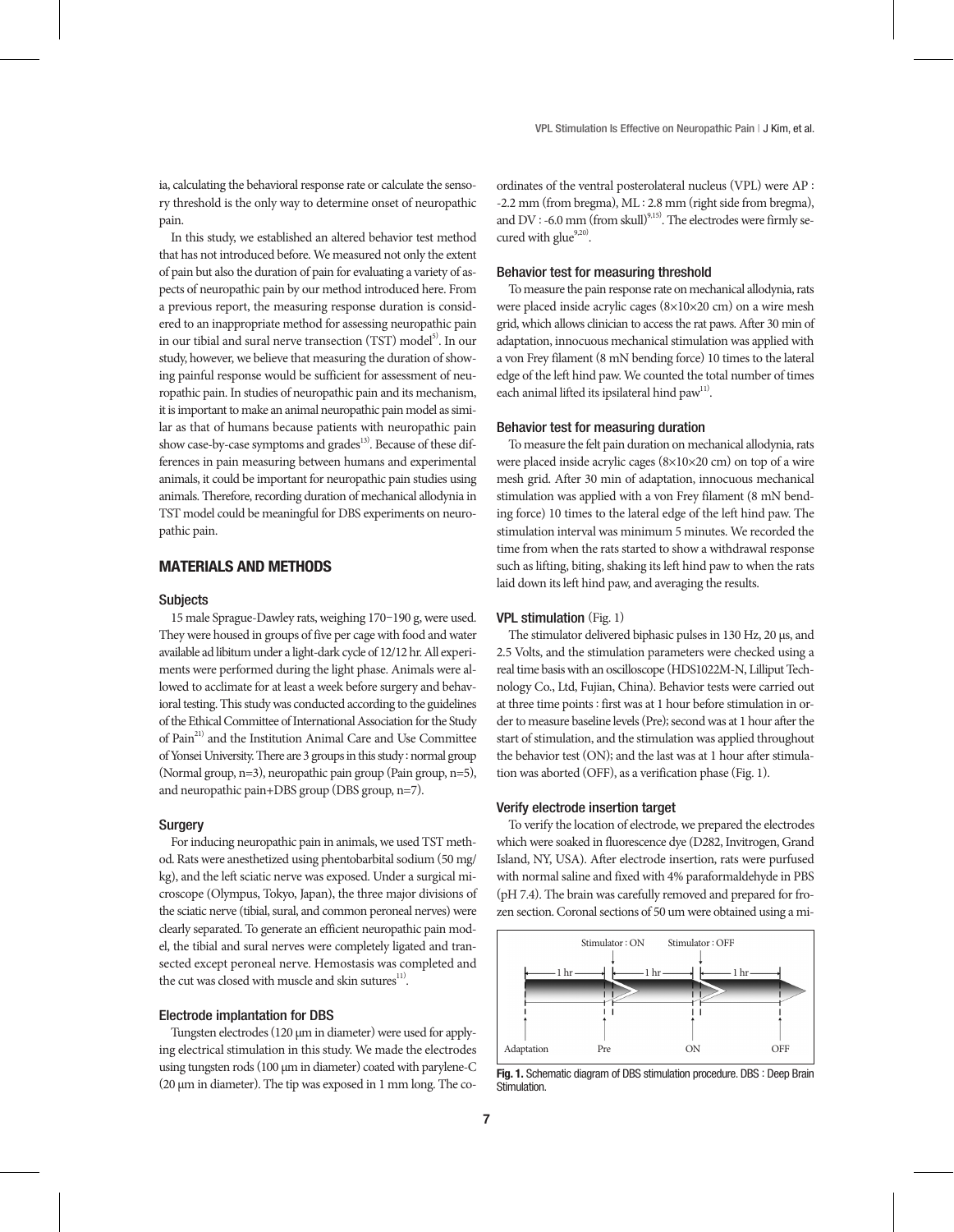ia, calculating the behavioral response rate or calculate the sensory threshold is the only way to determine onset of neuropathic pain.

In this study, we established an altered behavior test method that has not introduced before. We measured not only the extent of pain but also the duration of pain for evaluating a variety of aspects of neuropathic pain by our method introduced here. From a previous report, the measuring response duration is considered to an inappropriate method for assessing neuropathic pain in our tibial and sural nerve transection (TST) model[5]. In our study, however, we believe that measuring the duration of showing painful response would be sufficient for assessment of neuropathic pain. In studies of neuropathic pain and its mechanism, it is important to make an animal neuropathic pain model as similar as that of humans because patients with neuropathic pain show case-by-case symptoms and grades[13]. Because of these differences in pain measuring between humans and experimental animals, it could be important for neuropathic pain studies using animals. Therefore, recording duration of mechanical allodynia in TST model could be meaningful for DBS experiments on neuropathic pain.

## MATERIALS AND METHODS

### Subjects

15 male Sprague-Dawley rats, weighing 170−190 g, were used. They were housed in groups of five per cage with food and water available ad libitum under a light-dark cycle of 12/12 hr. All experiments were performed during the light phase. Animals were allowed to acclimate for at least a week before surgery and behavioral testing. This study was conducted according to the guidelines of the Ethical Committee of International Association for the Study of Pain[21] and the Institution Animal Care and Use Committee of Yonsei University. There are 3 groups in this study : normal group (Normal group, n=3), neuropathic pain group (Pain group, n=5), and neuropathic pain+DBS group (DBS group, n=7).

### Surgery

For inducing neuropathic pain in animals, we used TST method. Rats were anesthetized using phentobarbital sodium (50 mg/kg), and the left sciatic nerve was exposed. Under a surgical microscope (Olympus, Tokyo, Japan), the three major divisions of the sciatic nerve (tibial, sural, and common peroneal nerves) were clearly separated. To generate an efficient neuropathic pain model, the tibial and sural nerves were completely ligated and transected except peroneal nerve. Hemostasis was completed and the cut was closed with muscle and skin sutures[11].

### Electrode implantation for DBS

Tungsten electrodes (120 μm in diameter) were used for applying electrical stimulation in this study. We made the electrodes using tungsten rods (100 μm in diameter) coated with parylene-C (20 μm in diameter). The tip was exposed in 1 mm long. The coordinates of the ventral posterolateral nucleus (VPL) were AP : -2.2 mm (from bregma), ML : 2.8 mm (right side from bregma), and DV : -6.0 mm (from skull)[9,15]. The electrodes were firmly secured with glue[9,20].

### Behavior test for measuring threshold

To measure the pain response rate on mechanical allodynia, rats were placed inside acrylic cages (8×10×20 cm) on a wire mesh grid, which allows clinician to access the rat paws. After 30 min of adaptation, innocuous mechanical stimulation was applied with a von Frey filament (8 mN bending force) 10 times to the lateral edge of the left hind paw. We counted the total number of times each animal lifted its ipsilateral hind paw[11].

### Behavior test for measuring duration

To measure the felt pain duration on mechanical allodynia, rats were placed inside acrylic cages (8×10×20 cm) on top of a wire mesh grid. After 30 min of adaptation, innocuous mechanical stimulation was applied with a von Frey filament (8 mN bending force) 10 times to the lateral edge of the left hind paw. The stimulation interval was minimum 5 minutes. We recorded the time from when the rats started to show a withdrawal response such as lifting, biting, shaking its left hind paw to when the rats laid down its left hind paw, and averaging the results.

### VPL stimulation (Fig. 1)

The stimulator delivered biphasic pulses in 130 Hz, 20 μs, and 2.5 Volts, and the stimulation parameters were checked using a real time basis with an oscilloscope (HDS1022M-N, Lilliput Technology Co., Ltd, Fujian, China). Behavior tests were carried out at three time points : first was at 1 hour before stimulation in order to measure baseline levels (Pre); second was at 1 hour after the start of stimulation, and the stimulation was applied throughout the behavior test (ON); and the last was at 1 hour after stimulation was aborted (OFF), as a verification phase (Fig. 1).

### Verify electrode insertion target

To verify the location of electrode, we prepared the electrodes which were soaked in fluorescence dye (D282, Invitrogen, Grand Island, NY, USA). After electrode insertion, rats were purfused with normal saline and fixed with 4% paraformaldehyde in PBS (pH 7.4). The brain was carefully removed and prepared for frozen section. Coronal sections of 50 um were obtained using a mi-

Stimulator : ON Stimulator : OFF

1 hr 1 hr 1 hr

Adaptation Pre ON OFF

**Fig. 1.** Schematic diagram of DBS stimulation procedure. DBS : Deep Brain Stimulation.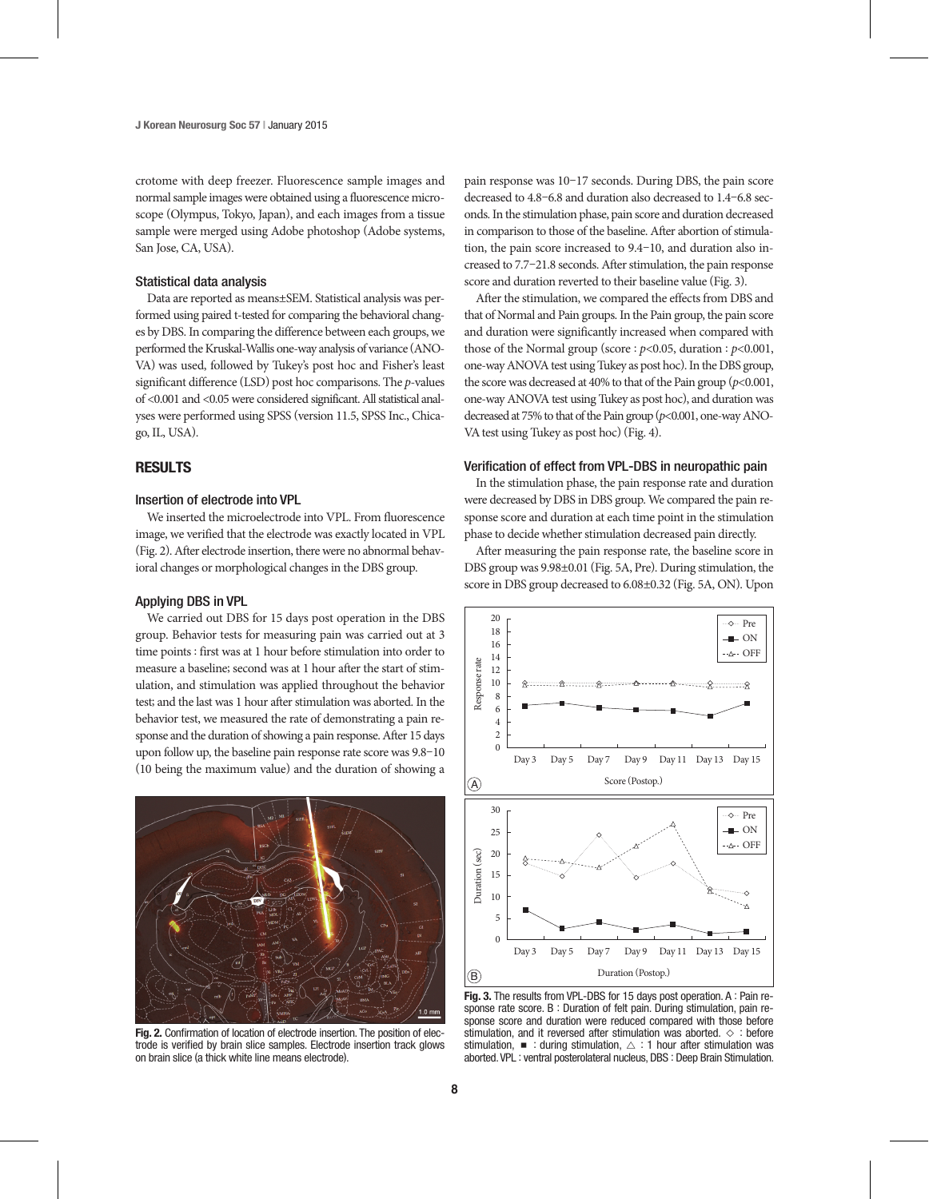crotome with deep freezer. Fluorescence sample images and normal sample images were obtained using a fluorescence microscope (Olympus, Tokyo, Japan), and each images from a tissue sample were merged using Adobe photoshop (Adobe systems, San Jose, CA, USA).

### Statistical data analysis

Data are reported as means±SEM. Statistical analysis was performed using paired t-tested for comparing the behavioral changes by DBS. In comparing the difference between each groups, we performed the Kruskal-Wallis one-way analysis of variance (ANOVA) was used, followed by Tukey's post hoc and Fisher's least significant difference (LSD) post hoc comparisons. The *p*-values of <0.001 and <0.05 were considered significant. All statistical analyses were performed using SPSS (version 11.5, SPSS Inc., Chicago, IL, USA).

## RESULTS

### Insertion of electrode into VPL

We inserted the microelectrode into VPL. From fluorescence image, we verified that the electrode was exactly located in VPL (Fig. 2). After electrode insertion, there were no abnormal behavioral changes or morphological changes in the DBS group.

### Applying DBS in VPL

We carried out DBS for 15 days post operation in the DBS group. Behavior tests for measuring pain was carried out at 3 time points : first was at 1 hour before stimulation into order to measure a baseline; second was at 1 hour after the start of stimulation, and stimulation was applied throughout the behavior test; and the last was 1 hour after stimulation was aborted. In the behavior test, we measured the rate of demonstrating a pain response and the duration of showing a pain response. After 15 days upon follow up, the baseline pain response rate score was 9.8–10 (10 being the maximum value) and the duration of showing a pain response was 10–17 seconds. During DBS, the pain score decreased to 4.8–6.8 and duration also decreased to 1.4–6.8 seconds. In the stimulation phase, pain score and duration decreased in comparison to those of the baseline. After abortion of stimulation, the pain score increased to 9.4–10, and duration also increased to 7.7–21.8 seconds. After stimulation, the pain response score and duration reverted to their baseline value (Fig. 3).

Fig. 2. Confirmation of location of electrode insertion. The position of electrode is verified by brain slice samples. Electrode insertion track glows on brain slice (a thick white line means electrode).

After the stimulation, we compared the effects from DBS and that of Normal and Pain groups. In the Pain group, the pain score and duration were significantly increased when compared with those of the Normal group (score : $p<0.05$, duration : $p<0.001$, one-way ANOVA test using Tukey as post hoc). In the DBS group, the score was decreased at 40% to that of the Pain group ($p<0.001$, one-way ANOVA test using Tukey as post hoc), and duration was decreased at 75% to that of the Pain group ($p<0.001$, one-way ANOVA test using Tukey as post hoc) (Fig. 4).

### Verification of effect from VPL-DBS in neuropathic pain

In the stimulation phase, the pain response rate and duration were decreased by DBS in DBS group. We compared the pain response score and duration at each time point in the stimulation phase to decide whether stimulation decreased pain directly.

After measuring the pain response rate, the baseline score in DBS group was 9.98±0.01 (Fig. 5A, Pre). During stimulation, the score in DBS group decreased to 6.08±0.32 (Fig. 5A, ON). Upon

Fig. 3. The results from VPL-DBS for 15 days post operation. A : Pain response rate score. B : Duration of felt pain. During stimulation, pain response score and duration were reduced compared with those before stimulation, and it reversed after stimulation was aborted. ◇ : before stimulation, ■ : during stimulation, △ : 1 hour after stimulation was aborted. VPL : ventral posterolateral nucleus, DBS : Deep Brain Stimulation.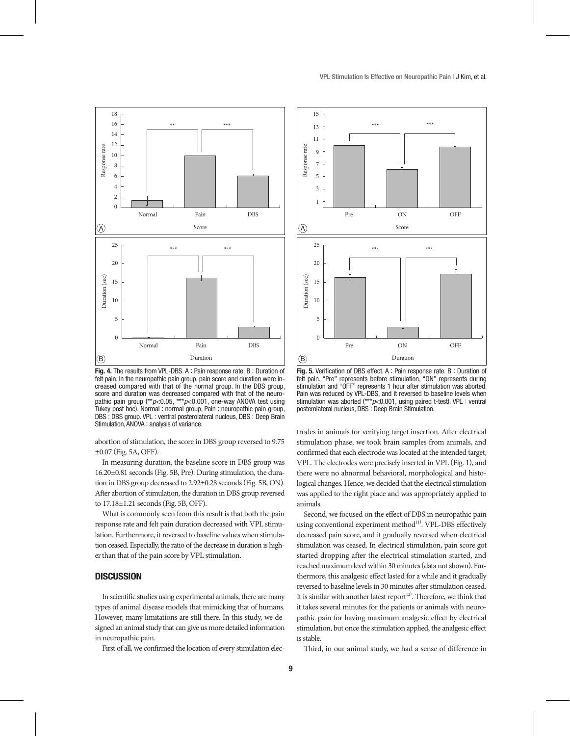Fig. 4. The results from VPL-DBS. A : Pain response rate. B : Duration of felt pain. In the neuropathic pain group, pain score and duration were increased compared with that of the normal group. In the DBS group, score and duration was decreased compared with that of the neuropathic pain group (**$p$<0.05, ***$p$<0.001, one-way ANOVA test using Tukey post hoc). Normal : normal group, Pain : neuropathic pain group, DBS : DBS group. VPL : ventral posterolateral nucleus, DBS : Deep Brain Stimulation, ANOVA : analysis of variance.

Fig. 5. Verification of DBS effect. A : Pain response rate. B : Duration of felt pain. "Pre" represents before stimulation, "ON" represents during stimulation and "OFF" represents 1 hour after stimulation was aborted. Pain was reduced by VPL-DBS, and it reversed to baseline levels when stimulation was aborted (***$p$<0.001, using paired t-test). VPL : ventral posterolateral nucleus, DBS : Deep Brain Stimulation.

abortion of stimulation, the score in DBS group reversed to 9.75 ±0.07 (Fig. 5A, OFF).

In measuring duration, the baseline score in DBS group was 16.20±0.81 seconds (Fig. 5B, Pre). During stimulation, the duration in DBS group decreased to 2.92±0.28 seconds (Fig. 5B, ON). After abortion of stimulation, the duration in DBS group reversed to 17.18±1.21 seconds (Fig. 5B, OFF).

What is commonly seen from this result is that both the pain response rate and felt pain duration decreased with VPL stimulation. Furthermore, it reversed to baseline values when stimulation ceased. Especially, the ratio of the decrease in duration is higher than that of the pain score by VPL stimulation.

## DISCUSSION

In scientific studies using experimental animals, there are many types of animal disease models that mimicking that of humans. However, many limitations are still there. In this study, we designed an animal study that can give us more detailed information in neuropathic pain.

First of all, we confirmed the location of every stimulation electrodes in animals for verifying target insertion. After electrical stimulation phase, we took brain samples from animals, and confirmed that each electrode was located at the intended target, VPL. The electrodes were precisely inserted in VPL (Fig. 1), and there were no abnormal behavioral, morphological and histological changes. Hence, we decided that the electrical stimulation was applied to the right place and was appropriately applied to animals.

Second, we focused on the effect of DBS in neuropathic pain using conventional experiment method[11]. VPL-DBS effectively decreased pain score, and it gradually reversed when electrical stimulation was ceased. In electrical stimulation, pain score got started dropping after the electrical stimulation started, and reached maximum level within 30 minutes (data not shown). Furthermore, this analgesic effect lasted for a while and it gradually reversed to baseline levels in 30 minutes after stimulation ceased. It is similar with another latest report[12]. Therefore, we think that it takes several minutes for the patients or animals with neuropathic pain for having maximum analgesic effect by electrical stimulation, but once the stimulation applied, the analgesic effect is stable.

Third, in our animal study, we had a sense of difference in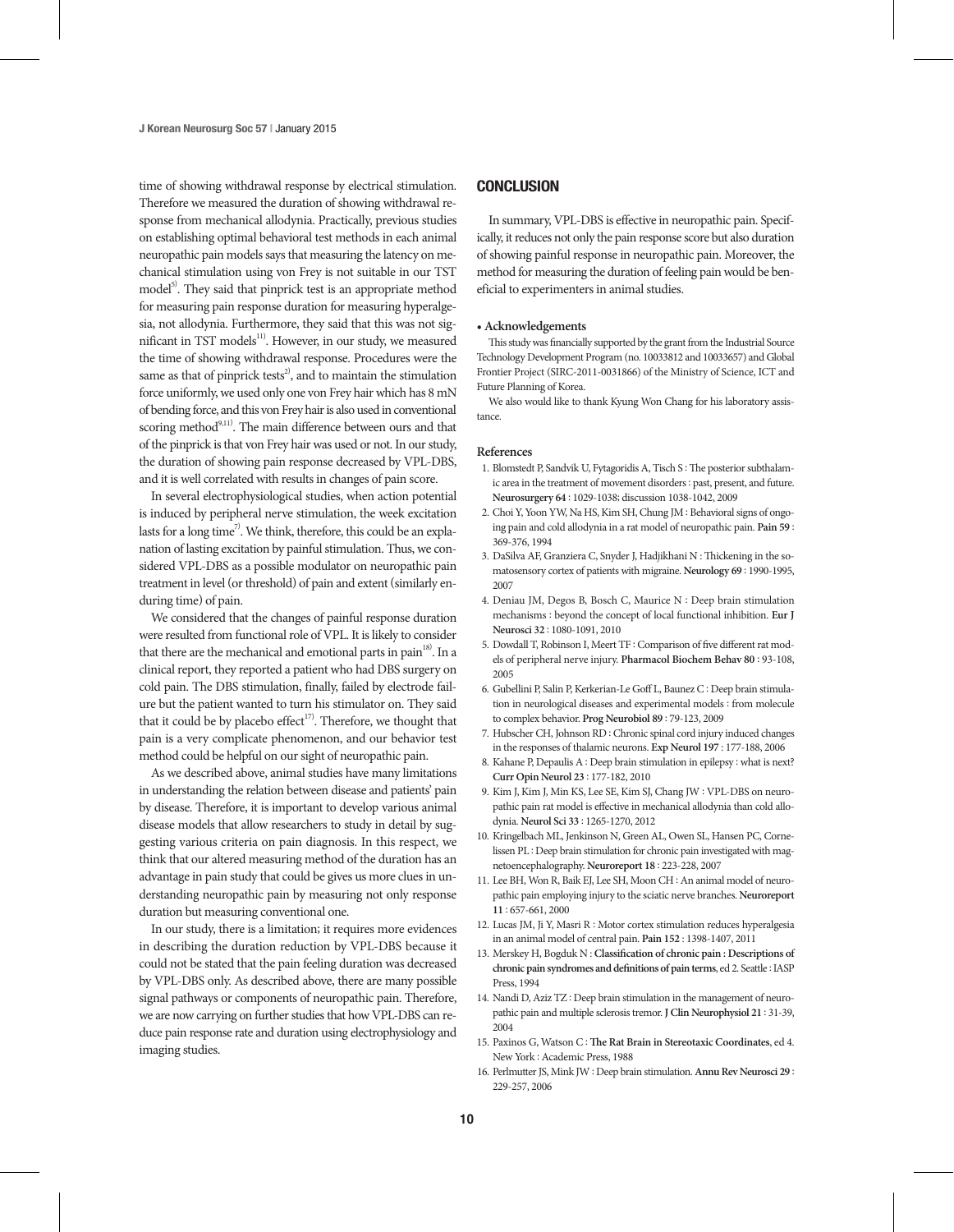time of showing withdrawal response by electrical stimulation. Therefore we measured the duration of showing withdrawal response from mechanical allodynia. Practically, previous studies on establishing optimal behavioral test methods in each animal neuropathic pain models says that measuring the latency on mechanical stimulation using von Frey is not suitable in our TST model[5]. They said that pinprick test is an appropriate method for measuring pain response duration for measuring hyperalgesia, not allodynia. Furthermore, they said that this was not significant in TST models[11]. However, in our study, we measured the time of showing withdrawal response. Procedures were the same as that of pinprick tests[2], and to maintain the stimulation force uniformly, we used only one von Frey hair which has 8 mN of bending force, and this von Frey hair is also used in conventional scoring method[9,11]. The main difference between ours and that of the pinprick is that von Frey hair was used or not. In our study, the duration of showing pain response decreased by VPL-DBS, and it is well correlated with results in changes of pain score.

In several electrophysiological studies, when action potential is induced by peripheral nerve stimulation, the week excitation lasts for a long time[7]. We think, therefore, this could be an explanation of lasting excitation by painful stimulation. Thus, we considered VPL-DBS as a possible modulator on neuropathic pain treatment in level (or threshold) of pain and extent (similarly enduring time) of pain.

We considered that the changes of painful response duration were resulted from functional role of VPL. It is likely to consider that there are the mechanical and emotional parts in pain[18]. In a clinical report, they reported a patient who had DBS surgery on cold pain. The DBS stimulation, finally, failed by electrode failure but the patient wanted to turn his stimulator on. They said that it could be by placebo effect[17]. Therefore, we thought that pain is a very complicate phenomenon, and our behavior test method could be helpful on our sight of neuropathic pain.

As we described above, animal studies have many limitations in understanding the relation between disease and patients' pain by disease. Therefore, it is important to develop various animal disease models that allow researchers to study in detail by suggesting various criteria on pain diagnosis. In this respect, we think that our altered measuring method of the duration has an advantage in pain study that could be gives us more clues in understanding neuropathic pain by measuring not only response duration but measuring conventional one.

In our study, there is a limitation; it requires more evidences in describing the duration reduction by VPL-DBS because it could not be stated that the pain feeling duration was decreased by VPL-DBS only. As described above, there are many possible signal pathways or components of neuropathic pain. Therefore, we are now carrying on further studies that how VPL-DBS can reduce pain response rate and duration using electrophysiology and imaging studies.

## CONCLUSION

In summary, VPL-DBS is effective in neuropathic pain. Specifically, it reduces not only the pain response score but also duration of showing painful response in neuropathic pain. Moreover, the method for measuring the duration of feeling pain would be beneficial to experimenters in animal studies.

**• Acknowledgements**

This study was financially supported by the grant from the Industrial Source Technology Development Program (no. 10033812 and 10033657) and Global Frontier Project (SIRC-2011-0031866) of the Ministry of Science, ICT and Future Planning of Korea.

We also would like to thank Kyung Won Chang for his laboratory assistance.

**References**

1. Blomstedt P, Sandvik U, Fytagoridis A, Tisch S : The posterior subthalamic area in the treatment of movement disorders : past, present, and future. **Neurosurgery 64** : 1029-1038; discussion 1038-1042, 2009
2. Choi Y, Yoon YW, Na HS, Kim SH, Chung JM : Behavioral signs of ongoing pain and cold allodynia in a rat model of neuropathic pain. **Pain 59** : 369-376, 1994
3. DaSilva AF, Granziera C, Snyder J, Hadjikhani N : Thickening in the somatosensory cortex of patients with migraine. **Neurology 69** : 1990-1995, 2007
4. Deniau JM, Degos B, Bosch C, Maurice N : Deep brain stimulation mechanisms : beyond the concept of local functional inhibition. **Eur J Neurosci 32** : 1080-1091, 2010
5. Dowdall T, Robinson I, Meert TF : Comparison of five different rat models of peripheral nerve injury. **Pharmacol Biochem Behav 80** : 93-108, 2005
6. Gubellini P, Salin P, Kerkerian-Le Goff L, Baunez C : Deep brain stimulation in neurological diseases and experimental models : from molecule to complex behavior. **Prog Neurobiol 89** : 79-123, 2009
7. Hubscher CH, Johnson RD : Chronic spinal cord injury induced changes in the responses of thalamic neurons. **Exp Neurol 197** : 177-188, 2006
8. Kahane P, Depaulis A : Deep brain stimulation in epilepsy : what is next? **Curr Opin Neurol 23** : 177-182, 2010
9. Kim J, Kim J, Min KS, Lee SE, Kim SJ, Chang JW : VPL-DBS on neuropathic pain rat model is effective in mechanical allodynia than cold allodynia. **Neurol Sci 33** : 1265-1270, 2012
10. Kringelbach ML, Jenkinson N, Green AL, Owen SL, Hansen PC, Cornelissen PL : Deep brain stimulation for chronic pain investigated with magnetoencephalography. **Neuroreport 18** : 223-228, 2007
11. Lee BH, Won R, Baik EJ, Lee SH, Moon CH : An animal model of neuropathic pain employing injury to the sciatic nerve branches. **Neuroreport 11** : 657-661, 2000
12. Lucas JM, Ji Y, Masri R : Motor cortex stimulation reduces hyperalgesia in an animal model of central pain. **Pain 152** : 1398-1407, 2011
13. Merskey H, Bogduk N : **Classification of chronic pain : Descriptions of chronic pain syndromes and definitions of pain terms**, ed 2. Seattle : IASP Press, 1994
14. Nandi D, Aziz TZ : Deep brain stimulation in the management of neuropathic pain and multiple sclerosis tremor. **J Clin Neurophysiol 21** : 31-39, 2004
15. Paxinos G, Watson C : **The Rat Brain in Stereotaxic Coordinates**, ed 4. New York : Academic Press, 1988
16. Perlmutter JS, Mink JW : Deep brain stimulation. **Annu Rev Neurosci 29** : 229-257, 2006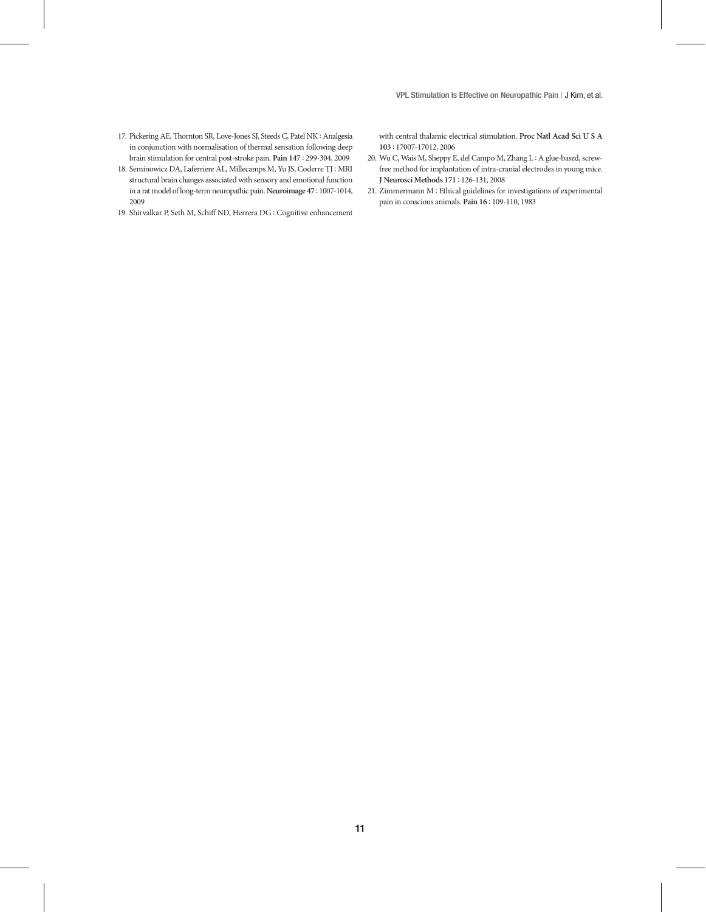17. Pickering AE, Thornton SR, Love-Jones SJ, Steeds C, Patel NK : Analgesia in conjunction with normalisation of thermal sensation following deep brain stimulation for central post-stroke pain. **Pain 147** : 299-304, 2009
18. Seminowicz DA, Laferriere AL, Millecamps M, Yu JS, Coderre TJ : MRI structural brain changes associated with sensory and emotional function in a rat model of long-term neuropathic pain. **Neuroimage 47** : 1007-1014, 2009
19. Shirvalkar P, Seth M, Schiff ND, Herrera DG : Cognitive enhancement with central thalamic electrical stimulation. **Proc Natl Acad Sci U S A 103** : 17007-17012, 2006
20. Wu C, Wais M, Sheppy E, del Campo M, Zhang L : A glue-based, screw-free method for implantation of intra-cranial electrodes in young mice. **J Neurosci Methods 171** : 126-131, 2008
21. Zimmermann M : Ethical guidelines for investigations of experimental pain in conscious animals. **Pain 16** : 109-110, 1983